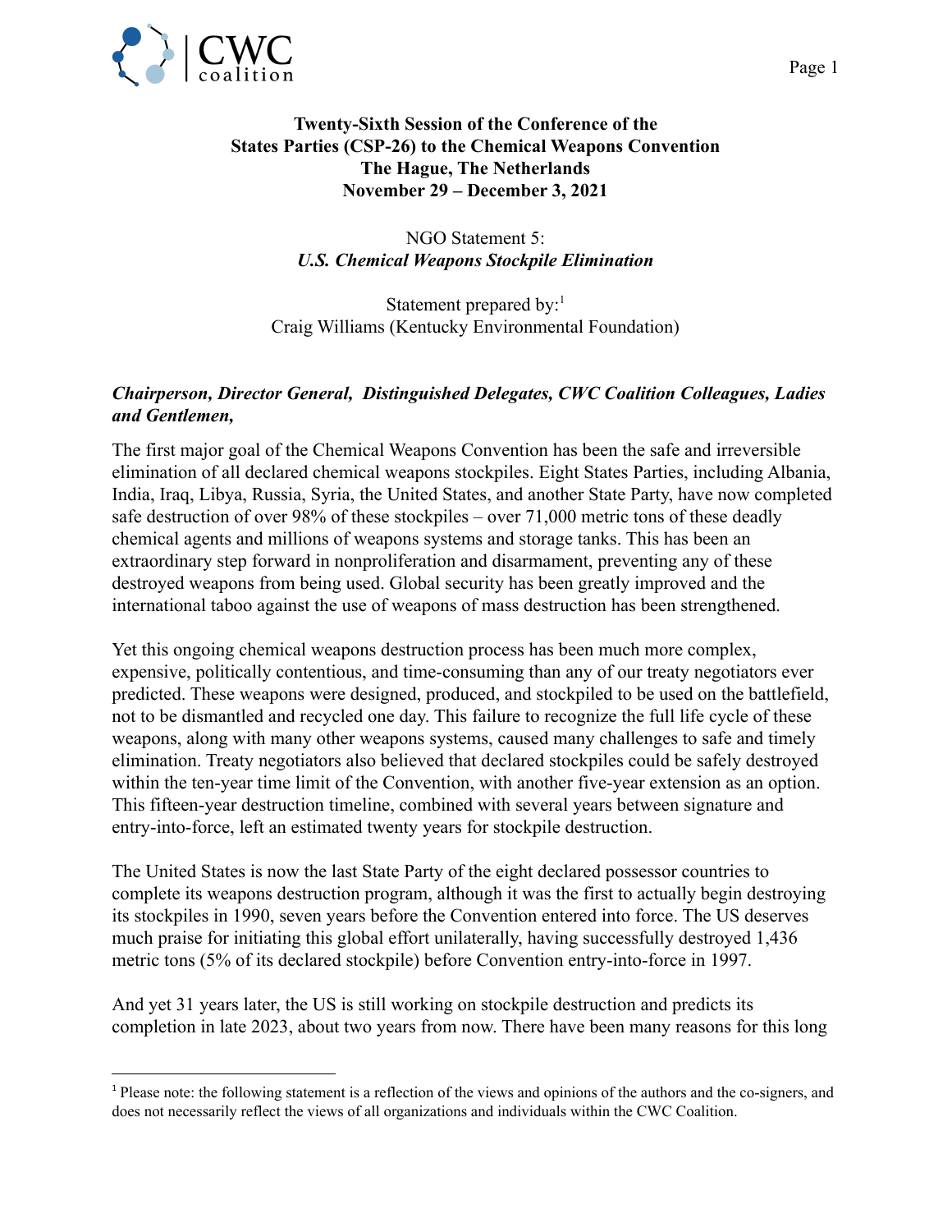**Twenty-Sixth Session of the Conference of the States Parties (CSP-26) to the Chemical Weapons Convention**
**The Hague, The Netherlands**
**November 29 – December 3, 2021**

NGO Statement 5:
***U.S. Chemical Weapons Stockpile Elimination***

Statement prepared by:[1]
Craig Williams (Kentucky Environmental Foundation)

***Chairperson, Director General, Distinguished Delegates, CWC Coalition Colleagues, Ladies and Gentlemen,***

The first major goal of the Chemical Weapons Convention has been the safe and irreversible elimination of all declared chemical weapons stockpiles. Eight States Parties, including Albania, India, Iraq, Libya, Russia, Syria, the United States, and another State Party, have now completed safe destruction of over 98% of these stockpiles – over 71,000 metric tons of these deadly chemical agents and millions of weapons systems and storage tanks. This has been an extraordinary step forward in nonproliferation and disarmament, preventing any of these destroyed weapons from being used. Global security has been greatly improved and the international taboo against the use of weapons of mass destruction has been strengthened.

Yet this ongoing chemical weapons destruction process has been much more complex, expensive, politically contentious, and time-consuming than any of our treaty negotiators ever predicted. These weapons were designed, produced, and stockpiled to be used on the battlefield, not to be dismantled and recycled one day. This failure to recognize the full life cycle of these weapons, along with many other weapons systems, caused many challenges to safe and timely elimination. Treaty negotiators also believed that declared stockpiles could be safely destroyed within the ten-year time limit of the Convention, with another five-year extension as an option. This fifteen-year destruction timeline, combined with several years between signature and entry-into-force, left an estimated twenty years for stockpile destruction.

The United States is now the last State Party of the eight declared possessor countries to complete its weapons destruction program, although it was the first to actually begin destroying its stockpiles in 1990, seven years before the Convention entered into force. The US deserves much praise for initiating this global effort unilaterally, having successfully destroyed 1,436 metric tons (5% of its declared stockpile) before Convention entry-into-force in 1997.

And yet 31 years later, the US is still working on stockpile destruction and predicts its completion in late 2023, about two years from now. There have been many reasons for this long

[1] Please note: the following statement is a reflection of the views and opinions of the authors and the co-signers, and does not necessarily reflect the views of all organizations and individuals within the CWC Coalition.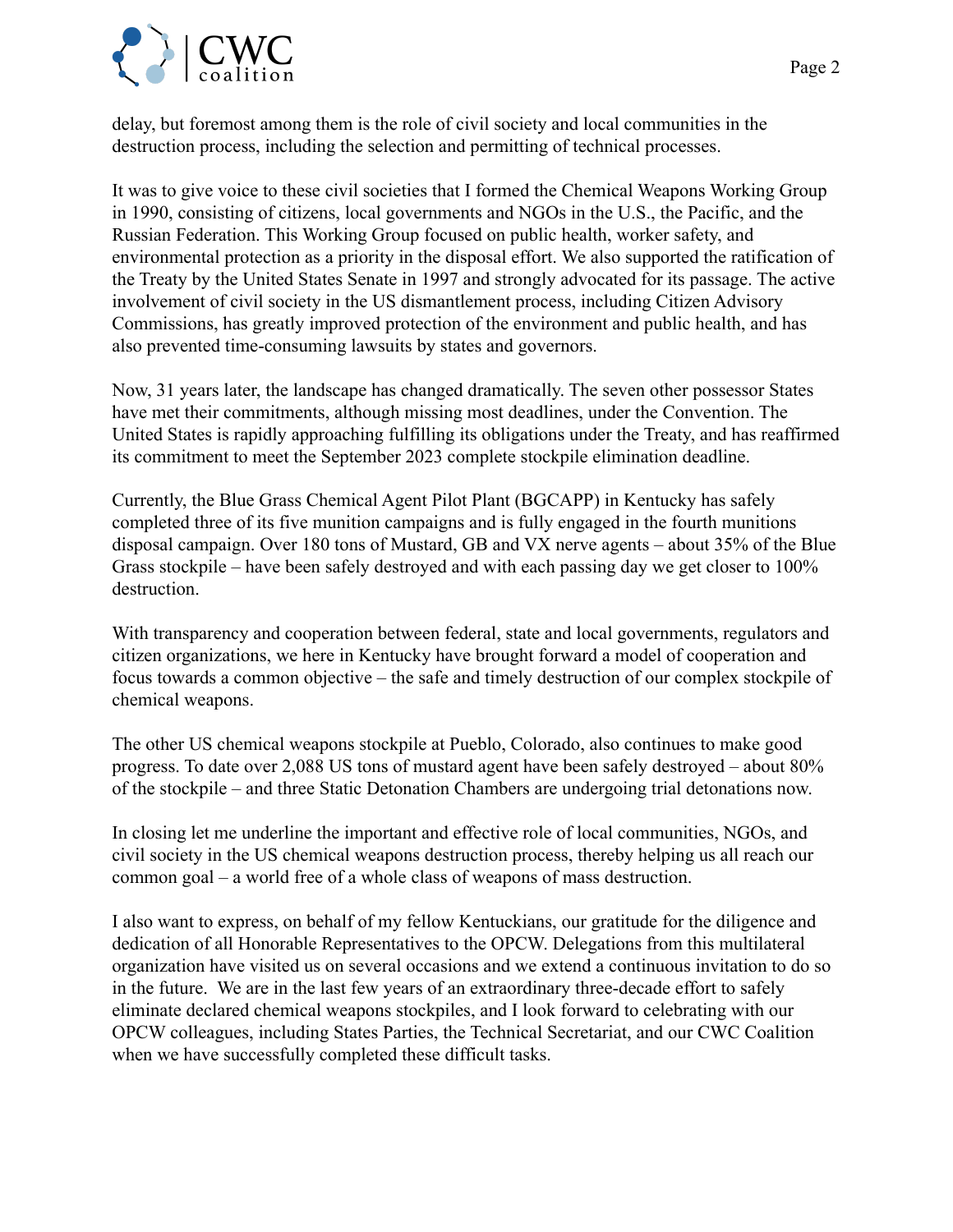delay, but foremost among them is the role of civil society and local communities in the destruction process, including the selection and permitting of technical processes.

It was to give voice to these civil societies that I formed the Chemical Weapons Working Group in 1990, consisting of citizens, local governments and NGOs in the U.S., the Pacific, and the Russian Federation. This Working Group focused on public health, worker safety, and environmental protection as a priority in the disposal effort. We also supported the ratification of the Treaty by the United States Senate in 1997 and strongly advocated for its passage. The active involvement of civil society in the US dismantlement process, including Citizen Advisory Commissions, has greatly improved protection of the environment and public health, and has also prevented time-consuming lawsuits by states and governors.

Now, 31 years later, the landscape has changed dramatically. The seven other possessor States have met their commitments, although missing most deadlines, under the Convention. The United States is rapidly approaching fulfilling its obligations under the Treaty, and has reaffirmed its commitment to meet the September 2023 complete stockpile elimination deadline.

Currently, the Blue Grass Chemical Agent Pilot Plant (BGCAPP) in Kentucky has safely completed three of its five munition campaigns and is fully engaged in the fourth munitions disposal campaign. Over 180 tons of Mustard, GB and VX nerve agents – about 35% of the Blue Grass stockpile – have been safely destroyed and with each passing day we get closer to 100% destruction.

With transparency and cooperation between federal, state and local governments, regulators and citizen organizations, we here in Kentucky have brought forward a model of cooperation and focus towards a common objective – the safe and timely destruction of our complex stockpile of chemical weapons.

The other US chemical weapons stockpile at Pueblo, Colorado, also continues to make good progress. To date over 2,088 US tons of mustard agent have been safely destroyed – about 80% of the stockpile – and three Static Detonation Chambers are undergoing trial detonations now.

In closing let me underline the important and effective role of local communities, NGOs, and civil society in the US chemical weapons destruction process, thereby helping us all reach our common goal – a world free of a whole class of weapons of mass destruction.

I also want to express, on behalf of my fellow Kentuckians, our gratitude for the diligence and dedication of all Honorable Representatives to the OPCW. Delegations from this multilateral organization have visited us on several occasions and we extend a continuous invitation to do so in the future. We are in the last few years of an extraordinary three-decade effort to safely eliminate declared chemical weapons stockpiles, and I look forward to celebrating with our OPCW colleagues, including States Parties, the Technical Secretariat, and our CWC Coalition when we have successfully completed these difficult tasks.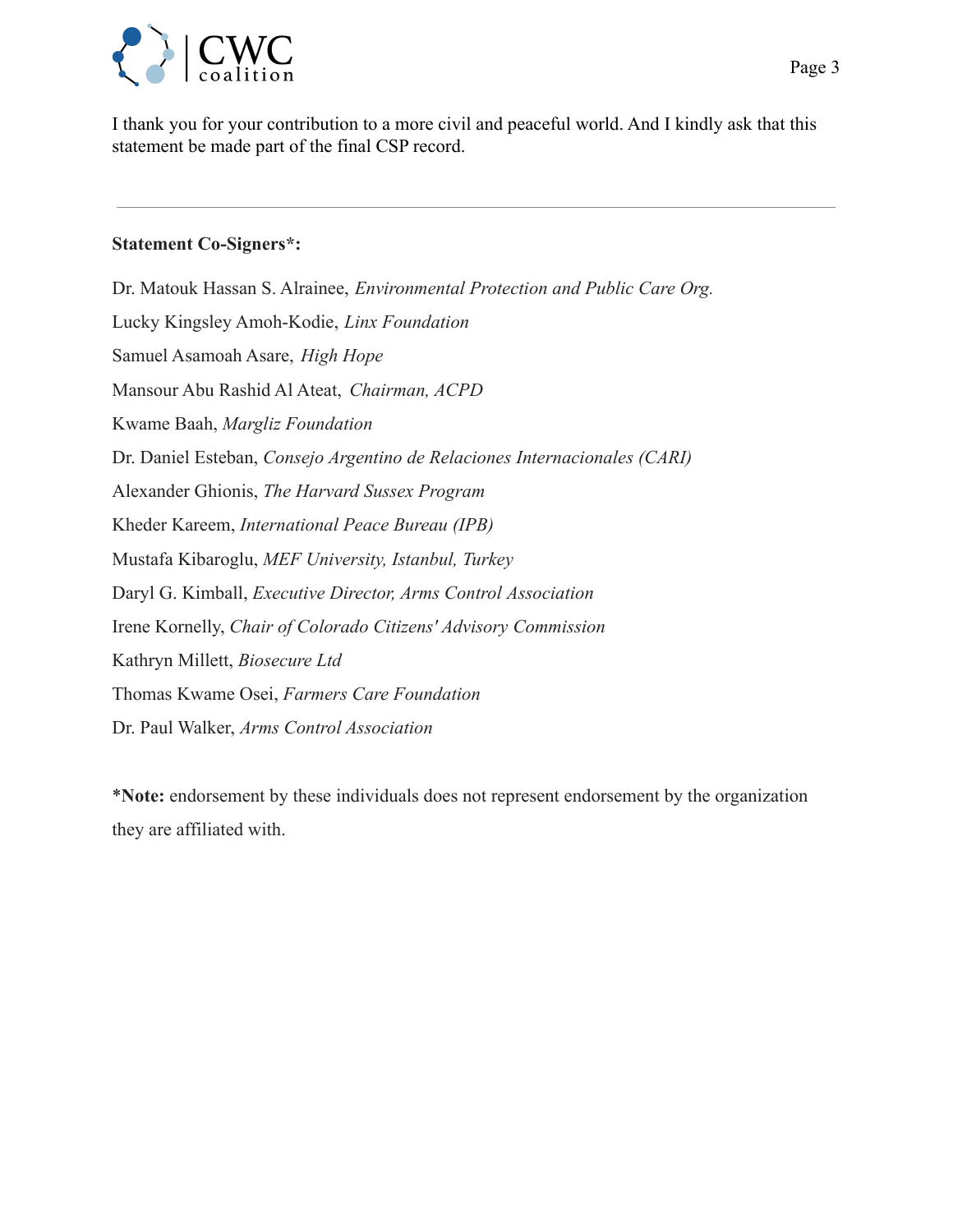I thank you for your contribution to a more civil and peaceful world. And I kindly ask that this statement be made part of the final CSP record.

---

**Statement Co-Signers*:**

Dr. Matouk Hassan S. Alrainee, *Environmental Protection and Public Care Org.*

Lucky Kingsley Amoh-Kodie, *Linx Foundation*

Samuel Asamoah Asare, *High Hope*

Mansour Abu Rashid Al Ateat, *Chairman, ACPD*

Kwame Baah, *Marglíz Foundation*

Dr. Daniel Esteban, *Consejo Argentino de Relaciones Internacionales (CARI)*

Alexander Ghionis, *The Harvard Sussex Program*

Kheder Kareem, *International Peace Bureau (IPB)*

Mustafa Kibaroglu, *MEF University, Istanbul, Turkey*

Daryl G. Kimball, *Executive Director, Arms Control Association*

Irene Kornelly, *Chair of Colorado Citizens' Advisory Commission*

Kathryn Millett, *Biosecure Ltd*

Thomas Kwame Osei, *Farmers Care Foundation*

Dr. Paul Walker, *Arms Control Association*

***Note:** endorsement by these individuals does not represent endorsement by the organization they are affiliated with.